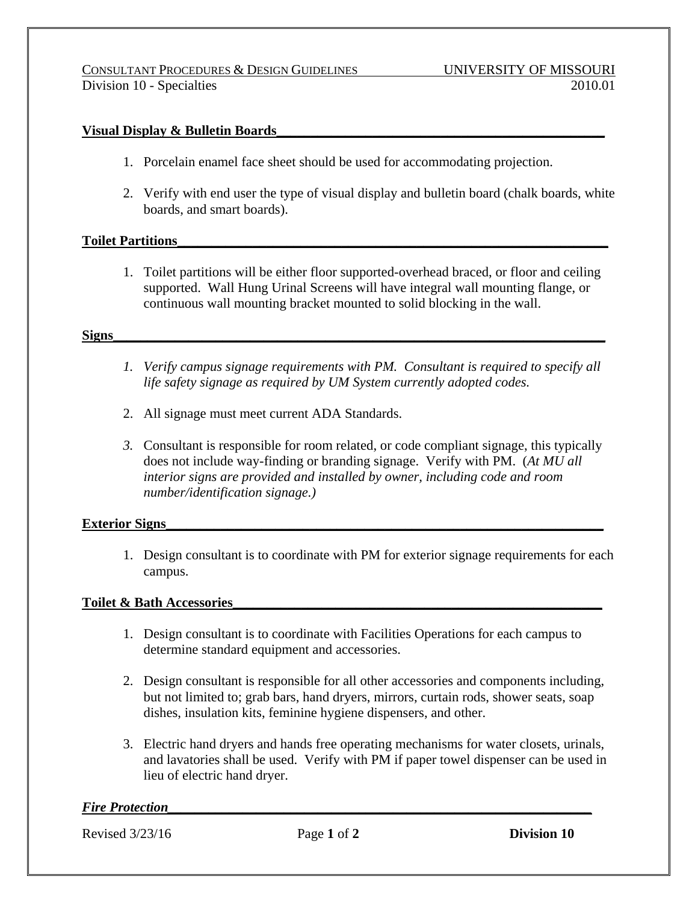CONSULTANT PROCEDURES & DESIGN GUIDELINES — UNIVERSITY OF MISSOURI
Division 10 - Specialties — 2010.01

**Visual Display & Bulletin Boards**

1. Porcelain enamel face sheet should be used for accommodating projection.

2. Verify with end user the type of visual display and bulletin board (chalk boards, white boards, and smart boards).

**Toilet Partitions**

1. Toilet partitions will be either floor supported-overhead braced, or floor and ceiling supported. Wall Hung Urinal Screens will have integral wall mounting flange, or continuous wall mounting bracket mounted to solid blocking in the wall.

**Signs**

1. *Verify campus signage requirements with PM. Consultant is required to specify all life safety signage as required by UM System currently adopted codes.*

2. All signage must meet current ADA Standards.

3. Consultant is responsible for room related, or code compliant signage, this typically does not include way-finding or branding signage. Verify with PM. (*At MU all interior signs are provided and installed by owner, including code and room number/identification signage.)*

**Exterior Signs**

1. Design consultant is to coordinate with PM for exterior signage requirements for each campus.

**Toilet & Bath Accessories**

1. Design consultant is to coordinate with Facilities Operations for each campus to determine standard equipment and accessories.

2. Design consultant is responsible for all other accessories and components including, but not limited to; grab bars, hand dryers, mirrors, curtain rods, shower seats, soap dishes, insulation kits, feminine hygiene dispensers, and other.

3. Electric hand dryers and hands free operating mechanisms for water closets, urinals, and lavatories shall be used. Verify with PM if paper towel dispenser can be used in lieu of electric hand dryer.

***Fire Protection***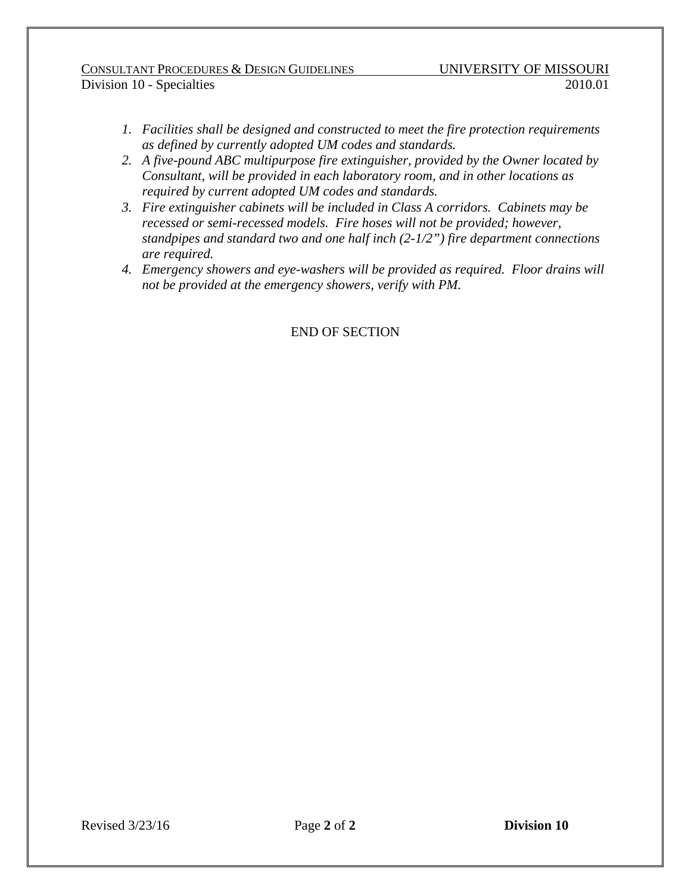1. *Facilities shall be designed and constructed to meet the fire protection requirements as defined by currently adopted UM codes and standards.*
2. *A five-pound ABC multipurpose fire extinguisher, provided by the Owner located by Consultant, will be provided in each laboratory room, and in other locations as required by current adopted UM codes and standards.*
3. *Fire extinguisher cabinets will be included in Class A corridors. Cabinets may be recessed or semi-recessed models. Fire hoses will not be provided; however, standpipes and standard two and one half inch (2-1/2") fire department connections are required.*
4. *Emergency showers and eye-washers will be provided as required. Floor drains will not be provided at the emergency showers, verify with PM.*

END OF SECTION